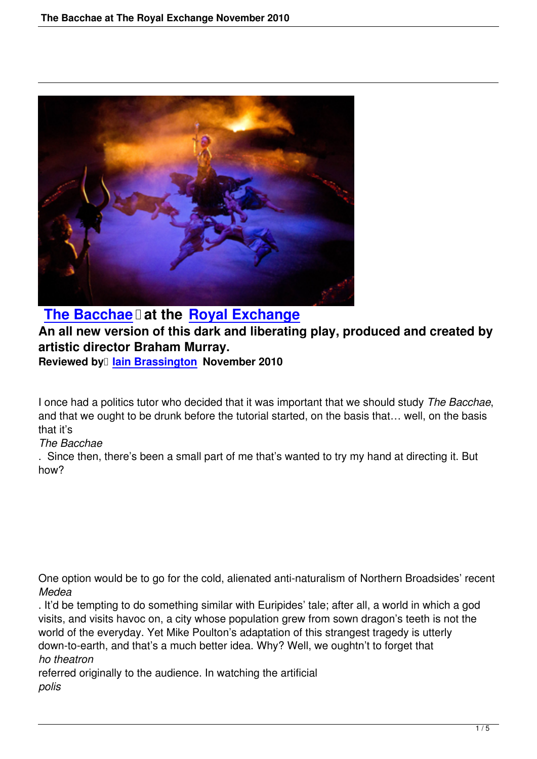## The Bacchae at the Royal Exchange

### An all new version of this dark and liberating play, produced and created by artistic director Braham Murray.

**Reviewed by Iain Brassington November 2010**

I once had a politics tutor who decided that it was important that we should study *The Bacchae*, and that we ought to be drunk before the tutorial started, on the basis that… well, on the basis that it's *The Bacchae*. Since then, there's been a small part of me that's wanted to try my hand at directing it. But how?

One option would be to go for the cold, alienated anti-naturalism of Northern Broadsides' recent *Medea*. It'd be tempting to do something similar with Euripides' tale; after all, a world in which a god visits, and visits havoc on, a city whose population grew from sown dragon's teeth is not the world of the everyday. Yet Mike Poulton's adaptation of this strangest tragedy is utterly down-to-earth, and that's a much better idea. Why? Well, we oughtn't to forget that *ho theatron* referred originally to the audience. In watching the artificial *polis*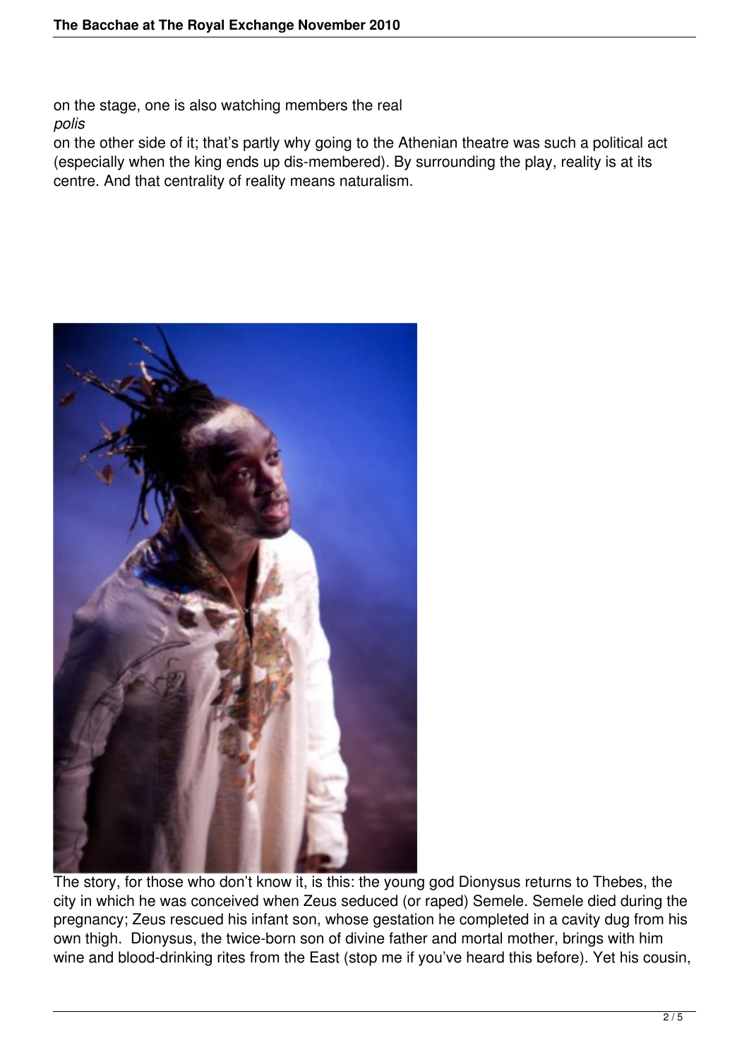on the stage, one is also watching members the real *polis* on the other side of it; that's partly why going to the Athenian theatre was such a political act (especially when the king ends up dis-membered). By surrounding the play, reality is at its centre. And that centrality of reality means naturalism.

The story, for those who don't know it, is this: the young god Dionysus returns to Thebes, the city in which he was conceived when Zeus seduced (or raped) Semele. Semele died during the pregnancy; Zeus rescued his infant son, whose gestation he completed in a cavity dug from his own thigh. Dionysus, the twice-born son of divine father and mortal mother, brings with him wine and blood-drinking rites from the East (stop me if you've heard this before). Yet his cousin,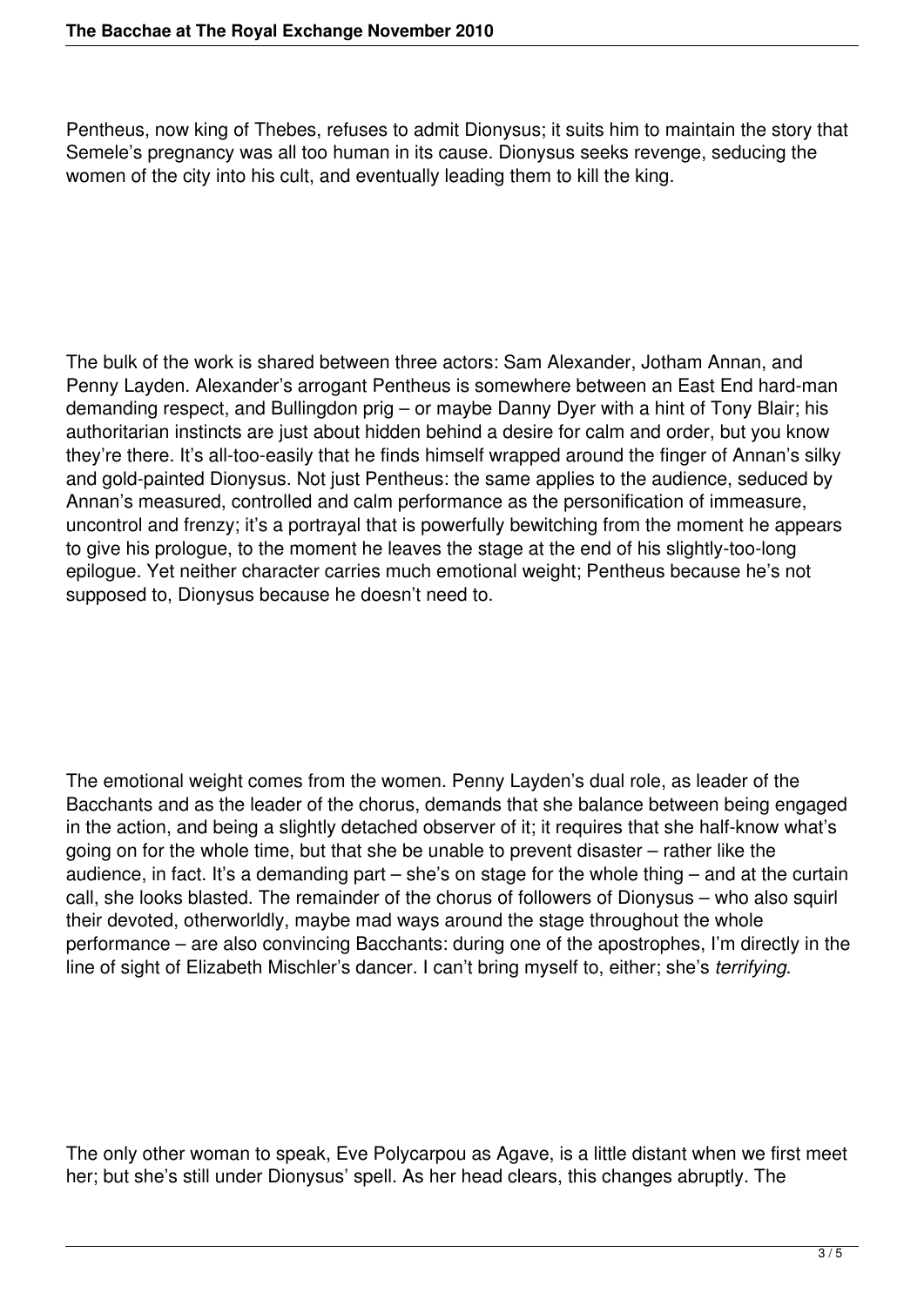Pentheus, now king of Thebes, refuses to admit Dionysus; it suits him to maintain the story that Semele's pregnancy was all too human in its cause. Dionysus seeks revenge, seducing the women of the city into his cult, and eventually leading them to kill the king.

The bulk of the work is shared between three actors: Sam Alexander, Jotham Annan, and Penny Layden. Alexander's arrogant Pentheus is somewhere between an East End hard-man demanding respect, and Bullingdon prig – or maybe Danny Dyer with a hint of Tony Blair; his authoritarian instincts are just about hidden behind a desire for calm and order, but you know they're there. It's all-too-easily that he finds himself wrapped around the finger of Annan's silky and gold-painted Dionysus. Not just Pentheus: the same applies to the audience, seduced by Annan's measured, controlled and calm performance as the personification of immeasure, uncontrol and frenzy; it's a portrayal that is powerfully bewitching from the moment he appears to give his prologue, to the moment he leaves the stage at the end of his slightly-too-long epilogue. Yet neither character carries much emotional weight; Pentheus because he's not supposed to, Dionysus because he doesn't need to.

The emotional weight comes from the women. Penny Layden's dual role, as leader of the Bacchants and as the leader of the chorus, demands that she balance between being engaged in the action, and being a slightly detached observer of it; it requires that she half-know what's going on for the whole time, but that she be unable to prevent disaster – rather like the audience, in fact. It's a demanding part – she's on stage for the whole thing – and at the curtain call, she looks blasted. The remainder of the chorus of followers of Dionysus – who also squirl their devoted, otherworldly, maybe mad ways around the stage throughout the whole performance – are also convincing Bacchants: during one of the apostrophes, I'm directly in the line of sight of Elizabeth Mischler's dancer. I can't bring myself to, either; she's *terrifying*.

The only other woman to speak, Eve Polycarpou as Agave, is a little distant when we first meet her; but she's still under Dionysus' spell. As her head clears, this changes abruptly. The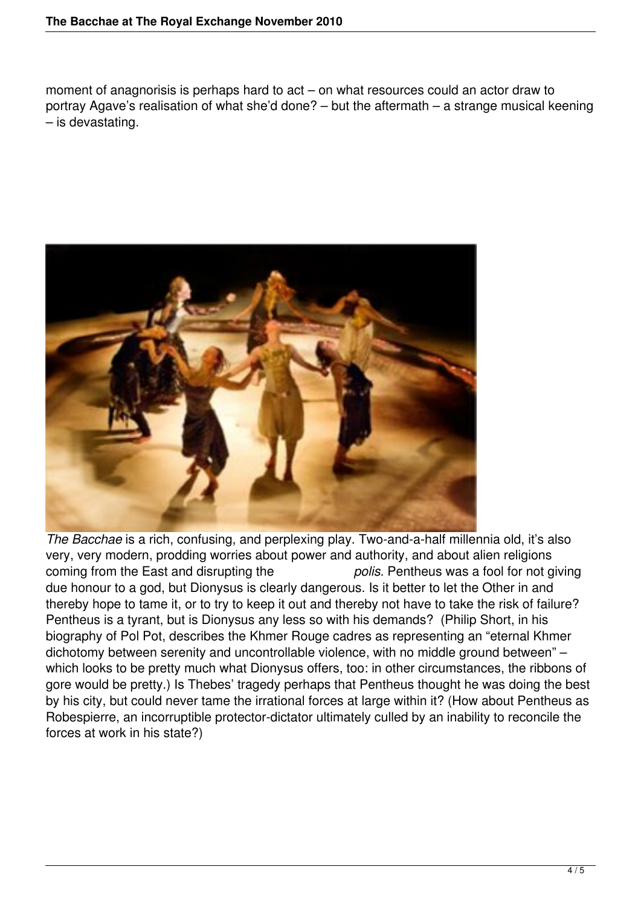moment of anagnorisis is perhaps hard to act – on what resources could an actor draw to portray Agave's realisation of what she'd done? – but the aftermath – a strange musical keening – is devastating.

*The Bacchae* is a rich, confusing, and perplexing play. Two-and-a-half millennia old, it's also very, very modern, prodding worries about power and authority, and about alien religions coming from the East and disrupting the *polis*. Pentheus was a fool for not giving due honour to a god, but Dionysus is clearly dangerous. Is it better to let the Other in and thereby hope to tame it, or to try to keep it out and thereby not have to take the risk of failure? Pentheus is a tyrant, but is Dionysus any less so with his demands? (Philip Short, in his biography of Pol Pot, describes the Khmer Rouge cadres as representing an "eternal Khmer dichotomy between serenity and uncontrollable violence, with no middle ground between" – which looks to be pretty much what Dionysus offers, too: in other circumstances, the ribbons of gore would be pretty.) Is Thebes' tragedy perhaps that Pentheus thought he was doing the best by his city, but could never tame the irrational forces at large within it? (How about Pentheus as Robespierre, an incorruptible protector-dictator ultimately culled by an inability to reconcile the forces at work in his state?)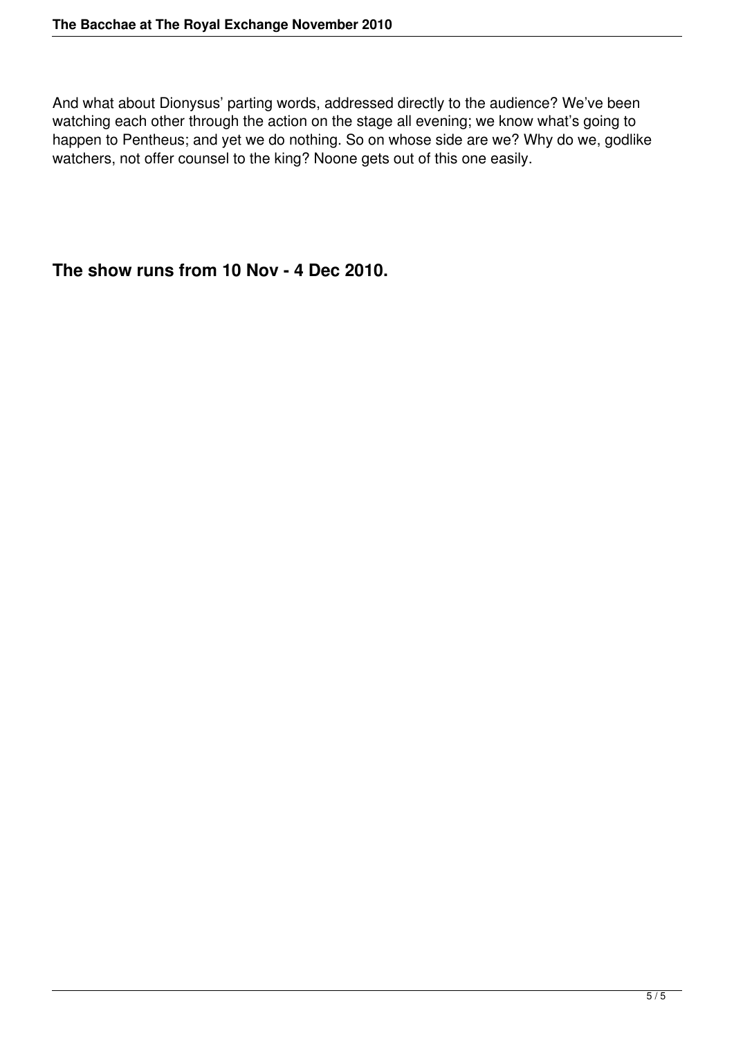And what about Dionysus' parting words, addressed directly to the audience? We've been watching each other through the action on the stage all evening; we know what's going to happen to Pentheus; and yet we do nothing. So on whose side are we? Why do we, godlike watchers, not offer counsel to the king? Noone gets out of this one easily.

**The show runs from 10 Nov - 4 Dec 2010.**